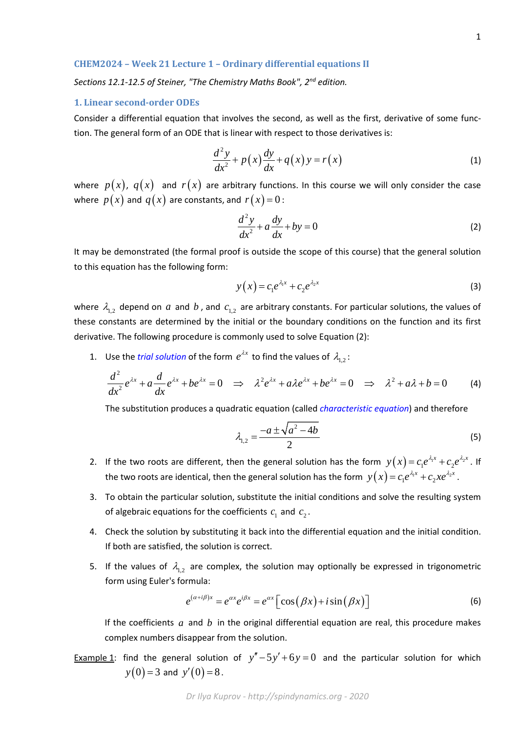## CHEM2024 – Week 21 Lecture 1 – Ordinary differential equations II

*Sections 12.1-12.5 of Steiner, "The Chemistry Maths Book", 2nd edition.*

### 1. Linear second-order ODEs

Consider a differential equation that involves the second, as well as the first, derivative of some function. The general form of an ODE that is linear with respect to those derivatives is:

$$\frac{d^2y}{dx^2} + p(x)\frac{dy}{dx} + q(x)y = r(x) \tag{1}$$

where $p(x)$, $q(x)$ and $r(x)$ are arbitrary functions. In this course we will only consider the case where $p(x)$ and $q(x)$ are constants, and $r(x) = 0$:

$$\frac{d^2y}{dx^2} + a\frac{dy}{dx} + by = 0 \tag{2}$$

It may be demonstrated (the formal proof is outside the scope of this course) that the general solution to this equation has the following form:

$$y(x) = c_1 e^{\lambda_1 x} + c_2 e^{\lambda_2 x} \tag{3}$$

where $\lambda_{1,2}$ depend on $a$ and $b$, and $c_{1,2}$ are arbitrary constants. For particular solutions, the values of these constants are determined by the initial or the boundary conditions on the function and its first derivative. The following procedure is commonly used to solve Equation (2):

1. Use the *trial solution* of the form $e^{\lambda x}$ to find the values of $\lambda_{1,2}$:

$$\frac{d^2}{dx^2}e^{\lambda x} + a\frac{d}{dx}e^{\lambda x} + be^{\lambda x} = 0 \quad \Rightarrow \quad \lambda^2 e^{\lambda x} + a\lambda e^{\lambda x} + be^{\lambda x} = 0 \quad \Rightarrow \quad \lambda^2 + a\lambda + b = 0 \tag{4}$$

   The substitution produces a quadratic equation (called *characteristic equation*) and therefore

$$\lambda_{1,2} = \frac{-a \pm \sqrt{a^2 - 4b}}{2} \tag{5}$$

2. If the two roots are different, then the general solution has the form $y(x) = c_1 e^{\lambda_1 x} + c_2 e^{\lambda_2 x}$. If the two roots are identical, then the general solution has the form $y(x) = c_1 e^{\lambda_1 x} + c_2 x e^{\lambda_2 x}$.

3. To obtain the particular solution, substitute the initial conditions and solve the resulting system of algebraic equations for the coefficients $c_1$ and $c_2$.

4. Check the solution by substituting it back into the differential equation and the initial condition. If both are satisfied, the solution is correct.

5. If the values of $\lambda_{1,2}$ are complex, the solution may optionally be expressed in trigonometric form using Euler's formula:

$$e^{(\alpha + i\beta)x} = e^{\alpha x}e^{i\beta x} = e^{\alpha x}\left[\cos(\beta x) + i\sin(\beta x)\right] \tag{6}$$

   If the coefficients $a$ and $b$ in the original differential equation are real, this procedure makes complex numbers disappear from the solution.

Example 1: find the general solution of $y'' - 5y' + 6y = 0$ and the particular solution for which $y(0) = 3$ and $y'(0) = 8$.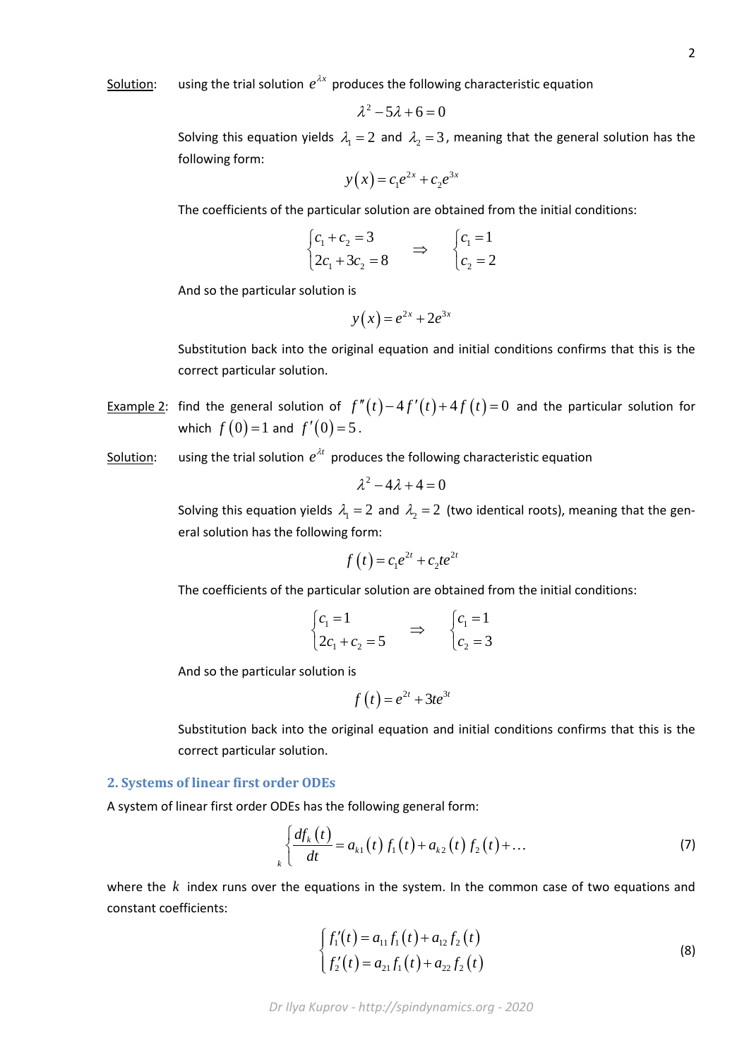Solution: using the trial solution $e^{\lambda x}$ produces the following characteristic equation

$$\lambda^2 - 5\lambda + 6 = 0$$

Solving this equation yields $\lambda_1 = 2$ and $\lambda_2 = 3$, meaning that the general solution has the following form:

$$y(x) = c_1 e^{2x} + c_2 e^{3x}$$

The coefficients of the particular solution are obtained from the initial conditions:

$$\begin{cases} c_1 + c_2 = 3 \\ 2c_1 + 3c_2 = 8 \end{cases} \quad \Rightarrow \quad \begin{cases} c_1 = 1 \\ c_2 = 2 \end{cases}$$

And so the particular solution is

$$y(x) = e^{2x} + 2e^{3x}$$

Substitution back into the original equation and initial conditions confirms that this is the correct particular solution.

Example 2: find the general solution of $f''(t) - 4f'(t) + 4f(t) = 0$ and the particular solution for which $f(0) = 1$ and $f'(0) = 5$.

Solution: using the trial solution $e^{\lambda t}$ produces the following characteristic equation

$$\lambda^2 - 4\lambda + 4 = 0$$

Solving this equation yields $\lambda_1 = 2$ and $\lambda_2 = 2$ (two identical roots), meaning that the general solution has the following form:

$$f(t) = c_1 e^{2t} + c_2 t e^{2t}$$

The coefficients of the particular solution are obtained from the initial conditions:

$$\begin{cases} c_1 = 1 \\ 2c_1 + c_2 = 5 \end{cases} \quad \Rightarrow \quad \begin{cases} c_1 = 1 \\ c_2 = 3 \end{cases}$$

And so the particular solution is

$$f(t) = e^{2t} + 3te^{3t}$$

Substitution back into the original equation and initial conditions confirms that this is the correct particular solution.

## 2. Systems of linear first order ODEs

A system of linear first order ODEs has the following general form:

$$\left\{ \frac{df_k(t)}{dt} = a_{k1}(t) f_1(t) + a_{k2}(t) f_2(t) + \ldots \right._k \tag{7}$$

where the $k$ index runs over the equations in the system. In the common case of two equations and constant coefficients:

$$\begin{cases} f_1'(t) = a_{11} f_1(t) + a_{12} f_2(t) \\ f_2'(t) = a_{21} f_1(t) + a_{22} f_2(t) \end{cases} \tag{8}$$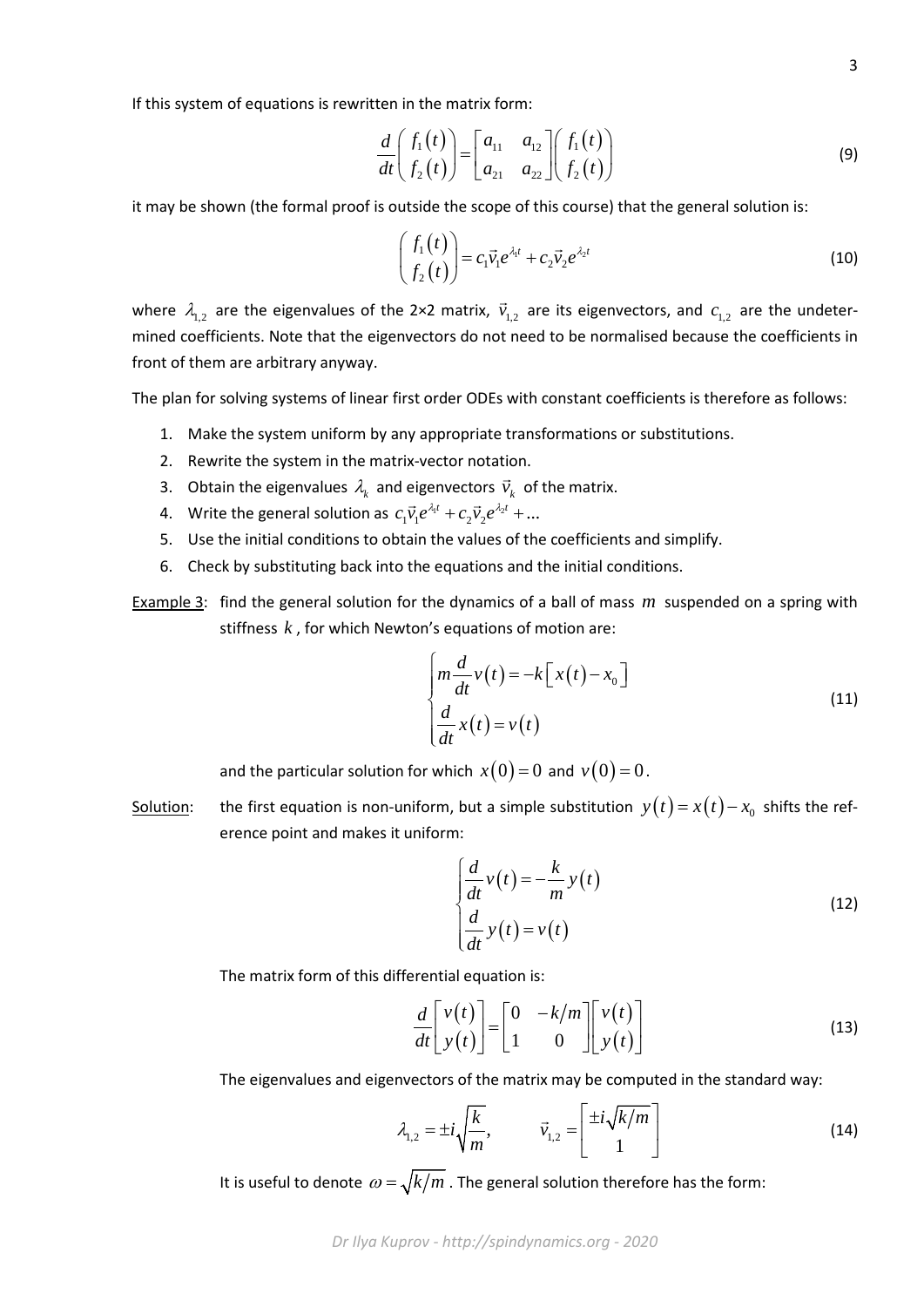If this system of equations is rewritten in the matrix form:

$$\frac{d}{dt}\begin{pmatrix} f_1(t) \\ f_2(t) \end{pmatrix} = \begin{bmatrix} a_{11} & a_{12} \\ a_{21} & a_{22} \end{bmatrix} \begin{pmatrix} f_1(t) \\ f_2(t) \end{pmatrix} \tag{9}$$

it may be shown (the formal proof is outside the scope of this course) that the general solution is:

$$\begin{pmatrix} f_1(t) \\ f_2(t) \end{pmatrix} = c_1 \vec{v}_1 e^{\lambda_1 t} + c_2 \vec{v}_2 e^{\lambda_2 t} \tag{10}$$

where $\lambda_{1,2}$ are the eigenvalues of the 2×2 matrix, $\vec{v}_{1,2}$ are its eigenvectors, and $c_{1,2}$ are the undetermined coefficients. Note that the eigenvectors do not need to be normalised because the coefficients in front of them are arbitrary anyway.

The plan for solving systems of linear first order ODEs with constant coefficients is therefore as follows:

1. Make the system uniform by any appropriate transformations or substitutions.
2. Rewrite the system in the matrix-vector notation.
3. Obtain the eigenvalues $\lambda_k$ and eigenvectors $\vec{v}_k$ of the matrix.
4. Write the general solution as $c_1 \vec{v}_1 e^{\lambda_1 t} + c_2 \vec{v}_2 e^{\lambda_2 t} + \ldots$
5. Use the initial conditions to obtain the values of the coefficients and simplify.
6. Check by substituting back into the equations and the initial conditions.

Example 3: find the general solution for the dynamics of a ball of mass $m$ suspended on a spring with stiffness $k$, for which Newton's equations of motion are:

$$\begin{cases} m\dfrac{d}{dt}v(t) = -k\left[x(t) - x_0\right] \\ \dfrac{d}{dt}x(t) = v(t) \end{cases} \tag{11}$$

and the particular solution for which $x(0) = 0$ and $v(0) = 0$.

Solution: the first equation is non-uniform, but a simple substitution $y(t) = x(t) - x_0$ shifts the reference point and makes it uniform:

$$\begin{cases} \dfrac{d}{dt}v(t) = -\dfrac{k}{m}y(t) \\ \dfrac{d}{dt}y(t) = v(t) \end{cases} \tag{12}$$

The matrix form of this differential equation is:

$$\frac{d}{dt}\begin{bmatrix} v(t) \\ y(t) \end{bmatrix} = \begin{bmatrix} 0 & -k/m \\ 1 & 0 \end{bmatrix} \begin{bmatrix} v(t) \\ y(t) \end{bmatrix} \tag{13}$$

The eigenvalues and eigenvectors of the matrix may be computed in the standard way:

$$\lambda_{1,2} = \pm i\sqrt{\frac{k}{m}}, \qquad \vec{v}_{1,2} = \begin{bmatrix} \pm i\sqrt{k/m} \\ 1 \end{bmatrix} \tag{14}$$

It is useful to denote $\omega = \sqrt{k/m}$. The general solution therefore has the form: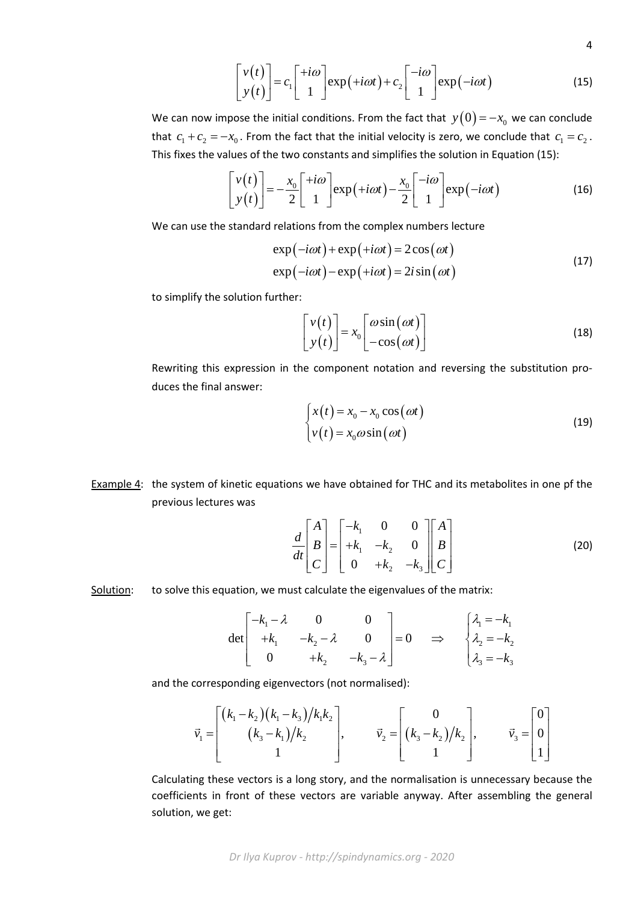$$\begin{bmatrix} v(t) \\ y(t) \end{bmatrix} = c_1 \begin{bmatrix} +i\omega \\ 1 \end{bmatrix} \exp(+i\omega t) + c_2 \begin{bmatrix} -i\omega \\ 1 \end{bmatrix} \exp(-i\omega t) \tag{15}$$

We can now impose the initial conditions. From the fact that $y(0) = -x_0$ we can conclude that $c_1 + c_2 = -x_0$. From the fact that the initial velocity is zero, we conclude that $c_1 = c_2$. This fixes the values of the two constants and simplifies the solution in Equation (15):

$$\begin{bmatrix} v(t) \\ y(t) \end{bmatrix} = -\frac{x_0}{2} \begin{bmatrix} +i\omega \\ 1 \end{bmatrix} \exp(+i\omega t) - \frac{x_0}{2} \begin{bmatrix} -i\omega \\ 1 \end{bmatrix} \exp(-i\omega t) \tag{16}$$

We can use the standard relations from the complex numbers lecture

$$\begin{aligned} \exp(-i\omega t) + \exp(+i\omega t) &= 2\cos(\omega t) \\ \exp(-i\omega t) - \exp(+i\omega t) &= 2i\sin(\omega t) \end{aligned} \tag{17}$$

to simplify the solution further:

$$\begin{bmatrix} v(t) \\ y(t) \end{bmatrix} = x_0 \begin{bmatrix} \omega\sin(\omega t) \\ -\cos(\omega t) \end{bmatrix} \tag{18}$$

Rewriting this expression in the component notation and reversing the substitution produces the final answer:

$$\begin{cases} x(t) = x_0 - x_0\cos(\omega t) \\ v(t) = x_0\omega\sin(\omega t) \end{cases} \tag{19}$$

Example 4: the system of kinetic equations we have obtained for THC and its metabolites in one pf the previous lectures was

$$\frac{d}{dt}\begin{bmatrix} A \\ B \\ C \end{bmatrix} = \begin{bmatrix} -k_1 & 0 & 0 \\ +k_1 & -k_2 & 0 \\ 0 & +k_2 & -k_3 \end{bmatrix} \begin{bmatrix} A \\ B \\ C \end{bmatrix} \tag{20}$$

Solution: to solve this equation, we must calculate the eigenvalues of the matrix:

$$\det\begin{bmatrix} -k_1-\lambda & 0 & 0 \\ +k_1 & -k_2-\lambda & 0 \\ 0 & +k_2 & -k_3-\lambda \end{bmatrix} = 0 \quad \Rightarrow \quad \begin{cases} \lambda_1 = -k_1 \\ \lambda_2 = -k_2 \\ \lambda_3 = -k_3 \end{cases}$$

and the corresponding eigenvectors (not normalised):

$$\vec{v}_1 = \begin{bmatrix} (k_1-k_2)(k_1-k_3)/k_1k_2 \\ (k_3-k_1)/k_2 \\ 1 \end{bmatrix}, \qquad \vec{v}_2 = \begin{bmatrix} 0 \\ (k_3-k_2)/k_2 \\ 1 \end{bmatrix}, \qquad \vec{v}_3 = \begin{bmatrix} 0 \\ 0 \\ 1 \end{bmatrix}$$

Calculating these vectors is a long story, and the normalisation is unnecessary because the coefficients in front of these vectors are variable anyway. After assembling the general solution, we get: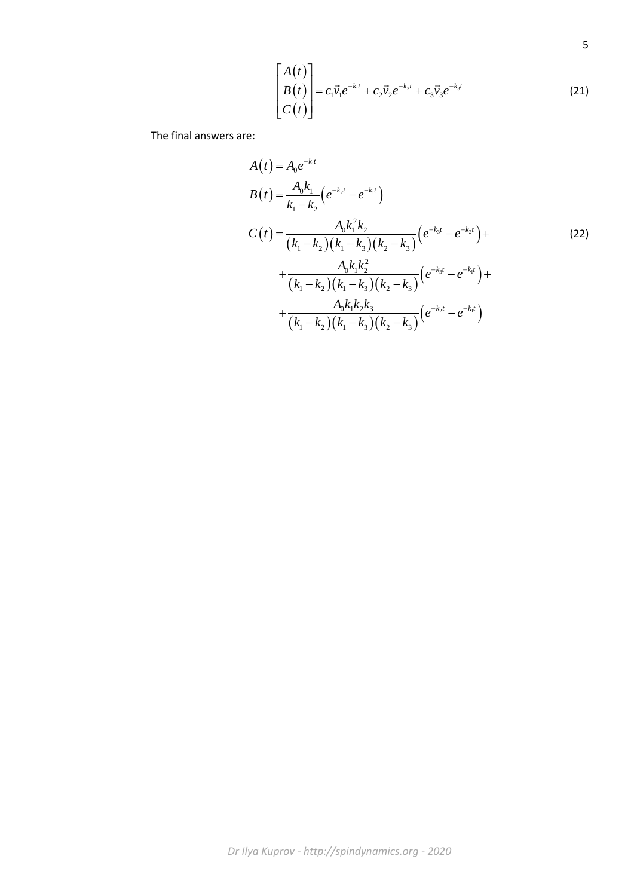$$
\begin{bmatrix} A(t) \\ B(t) \\ C(t) \end{bmatrix} = c_1 \vec{v}_1 e^{-k_1 t} + c_2 \vec{v}_2 e^{-k_2 t} + c_3 \vec{v}_3 e^{-k_3 t} \tag{21}
$$

The final answers are:

$$
\begin{aligned}
A(t) &= A_0 e^{-k_1 t} \\
B(t) &= \frac{A_0 k_1}{k_1 - k_2}\left(e^{-k_2 t} - e^{-k_1 t}\right) \\
C(t) &= \frac{A_0 k_1^2 k_2}{(k_1 - k_2)(k_1 - k_3)(k_2 - k_3)}\left(e^{-k_3 t} - e^{-k_2 t}\right) + \\
&+ \frac{A_0 k_1 k_2^2}{(k_1 - k_2)(k_1 - k_3)(k_2 - k_3)}\left(e^{-k_3 t} - e^{-k_1 t}\right) + \\
&+ \frac{A_0 k_1 k_2 k_3}{(k_1 - k_2)(k_1 - k_3)(k_2 - k_3)}\left(e^{-k_2 t} - e^{-k_1 t}\right)
\end{aligned} \tag{22}
$$